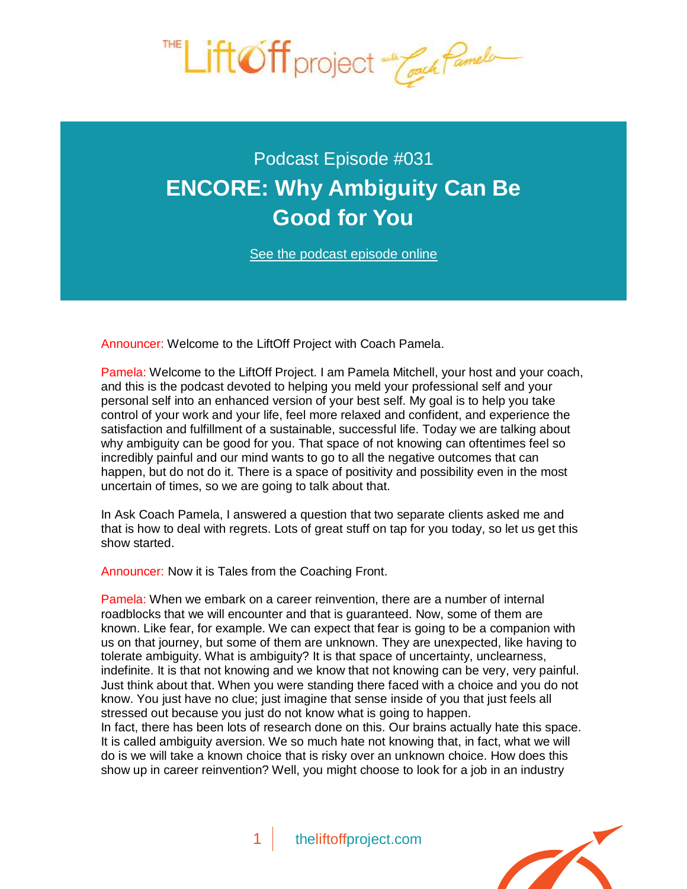Podcast Episode #031

# ENCORE: Why Ambiguity Can Be Good for You

See the podcast episode online

Announcer: Welcome to the LiftOff Project with Coach Pamela.

Pamela: Welcome to the LiftOff Project. I am Pamela Mitchell, your host and your coach, and this is the podcast devoted to helping you meld your professional self and your personal self into an enhanced version of your best self. My goal is to help you take control of your work and your life, feel more relaxed and confident, and experience the satisfaction and fulfillment of a sustainable, successful life. Today we are talking about why ambiguity can be good for you. That space of not knowing can oftentimes feel so incredibly painful and our mind wants to go to all the negative outcomes that can happen, but do not do it. There is a space of positivity and possibility even in the most uncertain of times, so we are going to talk about that.

In Ask Coach Pamela, I answered a question that two separate clients asked me and that is how to deal with regrets. Lots of great stuff on tap for you today, so let us get this show started.

Announcer: Now it is Tales from the Coaching Front.

Pamela: When we embark on a career reinvention, there are a number of internal roadblocks that we will encounter and that is guaranteed. Now, some of them are known. Like fear, for example. We can expect that fear is going to be a companion with us on that journey, but some of them are unknown. They are unexpected, like having to tolerate ambiguity. What is ambiguity? It is that space of uncertainty, unclearness, indefinite. It is that not knowing and we know that not knowing can be very, very painful. Just think about that. When you were standing there faced with a choice and you do not know. You just have no clue; just imagine that sense inside of you that just feels all stressed out because you just do not know what is going to happen.
In fact, there has been lots of research done on this. Our brains actually hate this space. It is called ambiguity aversion. We so much hate not knowing that, in fact, what we will do is we will take a known choice that is risky over an unknown choice. How does this show up in career reinvention? Well, you might choose to look for a job in an industry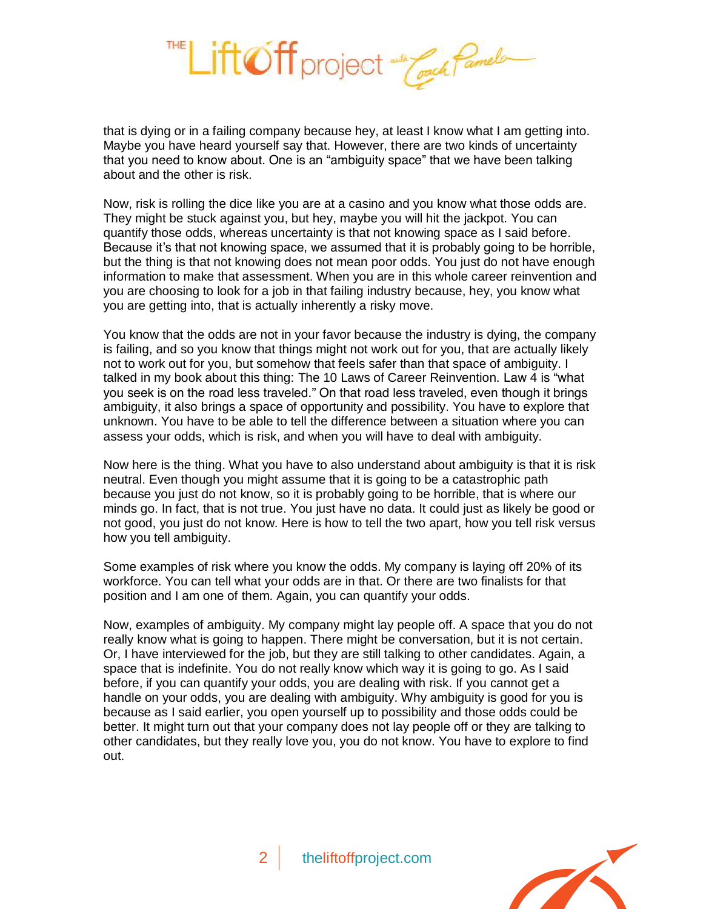that is dying or in a failing company because hey, at least I know what I am getting into. Maybe you have heard yourself say that. However, there are two kinds of uncertainty that you need to know about. One is an "ambiguity space" that we have been talking about and the other is risk.

Now, risk is rolling the dice like you are at a casino and you know what those odds are. They might be stuck against you, but hey, maybe you will hit the jackpot. You can quantify those odds, whereas uncertainty is that not knowing space as I said before. Because it's that not knowing space, we assumed that it is probably going to be horrible, but the thing is that not knowing does not mean poor odds. You just do not have enough information to make that assessment. When you are in this whole career reinvention and you are choosing to look for a job in that failing industry because, hey, you know what you are getting into, that is actually inherently a risky move.

You know that the odds are not in your favor because the industry is dying, the company is failing, and so you know that things might not work out for you, that are actually likely not to work out for you, but somehow that feels safer than that space of ambiguity. I talked in my book about this thing: The 10 Laws of Career Reinvention. Law 4 is "what you seek is on the road less traveled." On that road less traveled, even though it brings ambiguity, it also brings a space of opportunity and possibility. You have to explore that unknown. You have to be able to tell the difference between a situation where you can assess your odds, which is risk, and when you will have to deal with ambiguity.

Now here is the thing. What you have to also understand about ambiguity is that it is risk neutral. Even though you might assume that it is going to be a catastrophic path because you just do not know, so it is probably going to be horrible, that is where our minds go. In fact, that is not true. You just have no data. It could just as likely be good or not good, you just do not know. Here is how to tell the two apart, how you tell risk versus how you tell ambiguity.

Some examples of risk where you know the odds. My company is laying off 20% of its workforce. You can tell what your odds are in that. Or there are two finalists for that position and I am one of them. Again, you can quantify your odds.

Now, examples of ambiguity. My company might lay people off. A space that you do not really know what is going to happen. There might be conversation, but it is not certain. Or, I have interviewed for the job, but they are still talking to other candidates. Again, a space that is indefinite. You do not really know which way it is going to go. As I said before, if you can quantify your odds, you are dealing with risk. If you cannot get a handle on your odds, you are dealing with ambiguity. Why ambiguity is good for you is because as I said earlier, you open yourself up to possibility and those odds could be better. It might turn out that your company does not lay people off or they are talking to other candidates, but they really love you, you do not know. You have to explore to find out.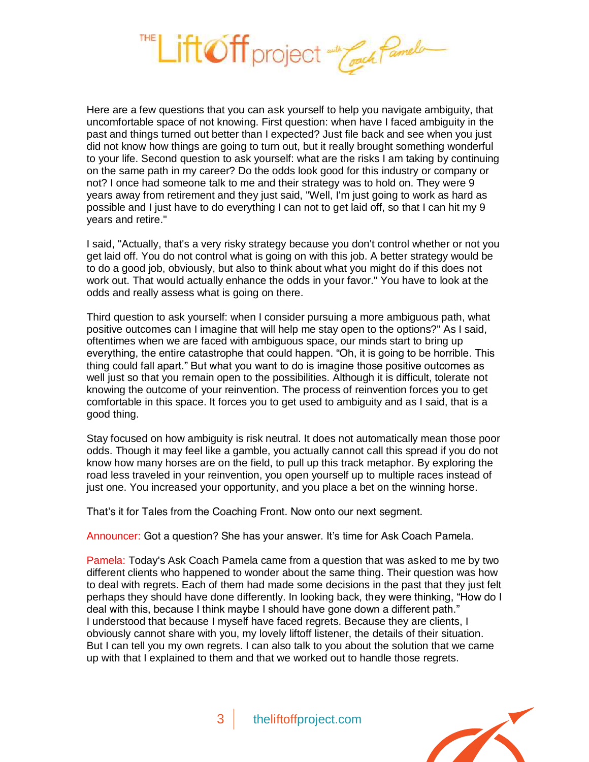Here are a few questions that you can ask yourself to help you navigate ambiguity, that uncomfortable space of not knowing. First question: when have I faced ambiguity in the past and things turned out better than I expected? Just file back and see when you just did not know how things are going to turn out, but it really brought something wonderful to your life. Second question to ask yourself: what are the risks I am taking by continuing on the same path in my career? Do the odds look good for this industry or company or not? I once had someone talk to me and their strategy was to hold on. They were 9 years away from retirement and they just said, "Well, I'm just going to work as hard as possible and I just have to do everything I can not to get laid off, so that I can hit my 9 years and retire."

I said, "Actually, that's a very risky strategy because you don't control whether or not you get laid off. You do not control what is going on with this job. A better strategy would be to do a good job, obviously, but also to think about what you might do if this does not work out. That would actually enhance the odds in your favor." You have to look at the odds and really assess what is going on there.

Third question to ask yourself: when I consider pursuing a more ambiguous path, what positive outcomes can I imagine that will help me stay open to the options?" As I said, oftentimes when we are faced with ambiguous space, our minds start to bring up everything, the entire catastrophe that could happen. "Oh, it is going to be horrible. This thing could fall apart." But what you want to do is imagine those positive outcomes as well just so that you remain open to the possibilities. Although it is difficult, tolerate not knowing the outcome of your reinvention. The process of reinvention forces you to get comfortable in this space. It forces you to get used to ambiguity and as I said, that is a good thing.

Stay focused on how ambiguity is risk neutral. It does not automatically mean those poor odds. Though it may feel like a gamble, you actually cannot call this spread if you do not know how many horses are on the field, to pull up this track metaphor. By exploring the road less traveled in your reinvention, you open yourself up to multiple races instead of just one. You increased your opportunity, and you place a bet on the winning horse.

That's it for Tales from the Coaching Front. Now onto our next segment.

Announcer: Got a question? She has your answer. It's time for Ask Coach Pamela.

Pamela: Today's Ask Coach Pamela came from a question that was asked to me by two different clients who happened to wonder about the same thing. Their question was how to deal with regrets. Each of them had made some decisions in the past that they just felt perhaps they should have done differently. In looking back, they were thinking, "How do I deal with this, because I think maybe I should have gone down a different path." I understood that because I myself have faced regrets. Because they are clients, I obviously cannot share with you, my lovely liftoff listener, the details of their situation. But I can tell you my own regrets. I can also talk to you about the solution that we came up with that I explained to them and that we worked out to handle those regrets.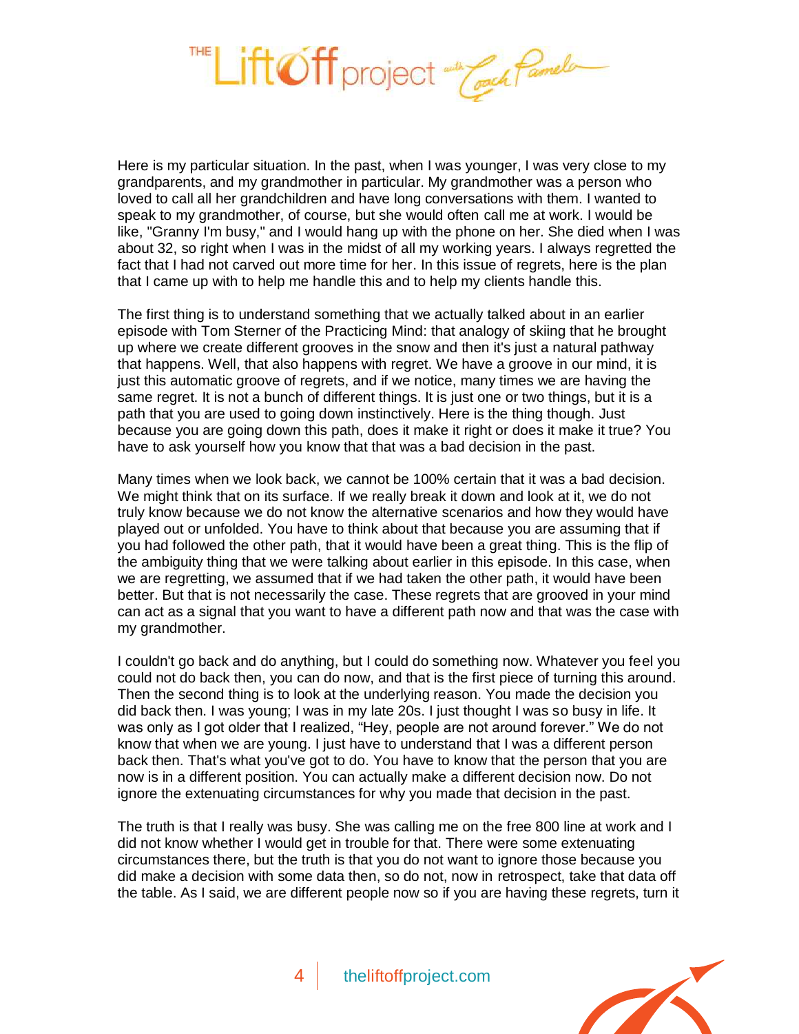Here is my particular situation. In the past, when I was younger, I was very close to my grandparents, and my grandmother in particular. My grandmother was a person who loved to call all her grandchildren and have long conversations with them. I wanted to speak to my grandmother, of course, but she would often call me at work. I would be like, "Granny I'm busy," and I would hang up with the phone on her. She died when I was about 32, so right when I was in the midst of all my working years. I always regretted the fact that I had not carved out more time for her. In this issue of regrets, here is the plan that I came up with to help me handle this and to help my clients handle this.

The first thing is to understand something that we actually talked about in an earlier episode with Tom Sterner of the Practicing Mind: that analogy of skiing that he brought up where we create different grooves in the snow and then it's just a natural pathway that happens. Well, that also happens with regret. We have a groove in our mind, it is just this automatic groove of regrets, and if we notice, many times we are having the same regret. It is not a bunch of different things. It is just one or two things, but it is a path that you are used to going down instinctively. Here is the thing though. Just because you are going down this path, does it make it right or does it make it true? You have to ask yourself how you know that that was a bad decision in the past.

Many times when we look back, we cannot be 100% certain that it was a bad decision. We might think that on its surface. If we really break it down and look at it, we do not truly know because we do not know the alternative scenarios and how they would have played out or unfolded. You have to think about that because you are assuming that if you had followed the other path, that it would have been a great thing. This is the flip of the ambiguity thing that we were talking about earlier in this episode. In this case, when we are regretting, we assumed that if we had taken the other path, it would have been better. But that is not necessarily the case. These regrets that are grooved in your mind can act as a signal that you want to have a different path now and that was the case with my grandmother.

I couldn't go back and do anything, but I could do something now. Whatever you feel you could not do back then, you can do now, and that is the first piece of turning this around. Then the second thing is to look at the underlying reason. You made the decision you did back then. I was young; I was in my late 20s. I just thought I was so busy in life. It was only as I got older that I realized, "Hey, people are not around forever." We do not know that when we are young. I just have to understand that I was a different person back then. That's what you've got to do. You have to know that the person that you are now is in a different position. You can actually make a different decision now. Do not ignore the extenuating circumstances for why you made that decision in the past.

The truth is that I really was busy. She was calling me on the free 800 line at work and I did not know whether I would get in trouble for that. There were some extenuating circumstances there, but the truth is that you do not want to ignore those because you did make a decision with some data then, so do not, now in retrospect, take that data off the table. As I said, we are different people now so if you are having these regrets, turn it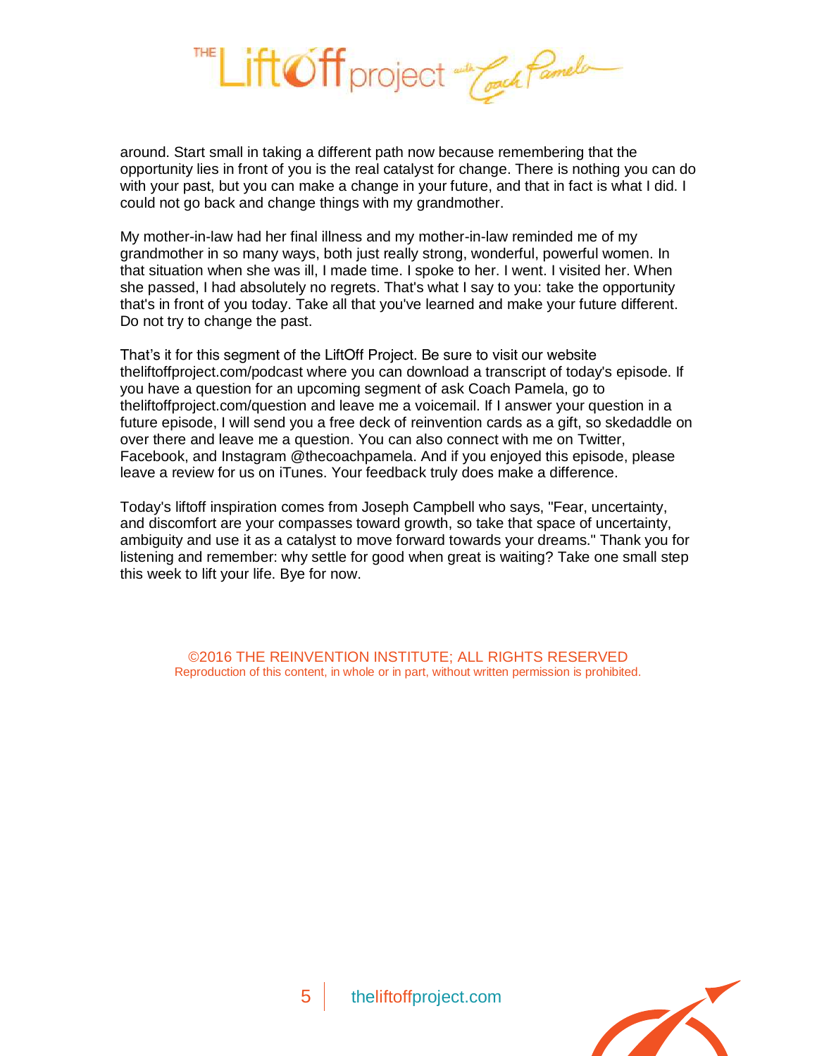around. Start small in taking a different path now because remembering that the opportunity lies in front of you is the real catalyst for change. There is nothing you can do with your past, but you can make a change in your future, and that in fact is what I did. I could not go back and change things with my grandmother.

My mother-in-law had her final illness and my mother-in-law reminded me of my grandmother in so many ways, both just really strong, wonderful, powerful women. In that situation when she was ill, I made time. I spoke to her. I went. I visited her. When she passed, I had absolutely no regrets. That's what I say to you: take the opportunity that's in front of you today. Take all that you've learned and make your future different. Do not try to change the past.

That's it for this segment of the LiftOff Project. Be sure to visit our website theliftoffproject.com/podcast where you can download a transcript of today's episode. If you have a question for an upcoming segment of ask Coach Pamela, go to theliftoffproject.com/question and leave me a voicemail. If I answer your question in a future episode, I will send you a free deck of reinvention cards as a gift, so skedaddle on over there and leave me a question. You can also connect with me on Twitter, Facebook, and Instagram @thecoachpamela. And if you enjoyed this episode, please leave a review for us on iTunes. Your feedback truly does make a difference.

Today's liftoff inspiration comes from Joseph Campbell who says, "Fear, uncertainty, and discomfort are your compasses toward growth, so take that space of uncertainty, ambiguity and use it as a catalyst to move forward towards your dreams." Thank you for listening and remember: why settle for good when great is waiting? Take one small step this week to lift your life. Bye for now.

©2016 THE REINVENTION INSTITUTE; ALL RIGHTS RESERVED
Reproduction of this content, in whole or in part, without written permission is prohibited.